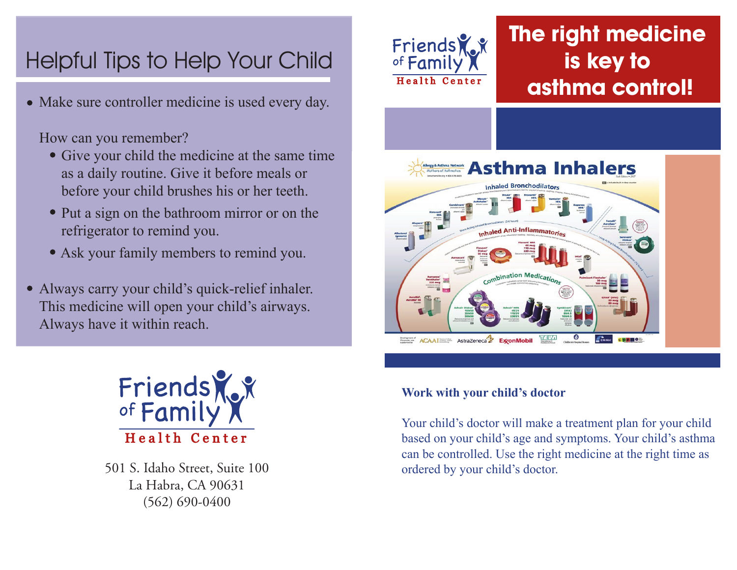# Helpful Tips to Help Your Child

- Make sure controller medicine is used every day.

  How can you remember?
  - Give your child the medicine at the same time as a daily routine. Give it before meals or before your child brushes his or her teeth.
  - Put a sign on the bathroom mirror or on the refrigerator to remind you.
  - Ask your family members to remind you.

- Always carry your child's quick-relief inhaler. This medicine will open your child's airways. Always have it within reach.

Friends of Family Health Center

501 S. Idaho Street, Suite 100
La Habra, CA 90631
(562) 690-0400

Friends of Family Health Center

# The right medicine is key to asthma control!

**Work with your child's doctor**

Your child's doctor will make a treatment plan for your child based on your child's age and symptoms. Your child's asthma can be controlled. Use the right medicine at the right time as ordered by your child's doctor.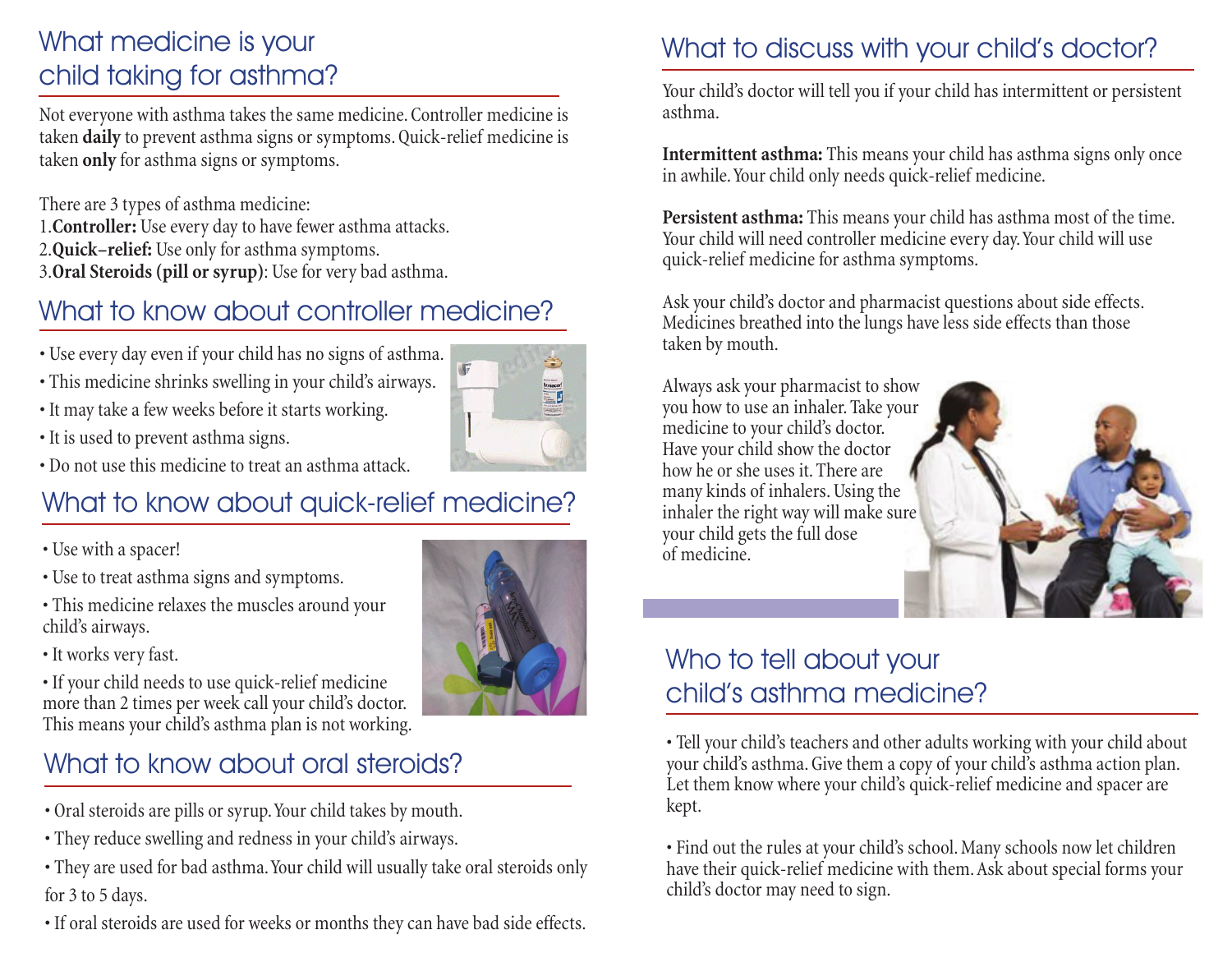## What medicine is your child taking for asthma?

Not everyone with asthma takes the same medicine. Controller medicine is taken **daily** to prevent asthma signs or symptoms. Quick-relief medicine is taken **only** for asthma signs or symptoms.

There are 3 types of asthma medicine:

1. **Controller:** Use every day to have fewer asthma attacks.
2. **Quick–relief:** Use only for asthma symptoms.
3. **Oral Steroids (pill or syrup)**: Use for very bad asthma.

## What to know about controller medicine?

- Use every day even if your child has no signs of asthma.
- This medicine shrinks swelling in your child's airways.
- It may take a few weeks before it starts working.
- It is used to prevent asthma signs.
- Do not use this medicine to treat an asthma attack.

## What to know about quick-relief medicine?

- Use with a spacer!
- Use to treat asthma signs and symptoms.
- This medicine relaxes the muscles around your child's airways.
- It works very fast.
- If your child needs to use quick-relief medicine more than 2 times per week call your child's doctor. This means your child's asthma plan is not working.

## What to know about oral steroids?

- Oral steroids are pills or syrup. Your child takes by mouth.
- They reduce swelling and redness in your child's airways.
- They are used for bad asthma. Your child will usually take oral steroids only for 3 to 5 days.
- If oral steroids are used for weeks or months they can have bad side effects.

## What to discuss with your child's doctor?

Your child's doctor will tell you if your child has intermittent or persistent asthma.

**Intermittent asthma:** This means your child has asthma signs only once in awhile. Your child only needs quick-relief medicine.

**Persistent asthma:** This means your child has asthma most of the time. Your child will need controller medicine every day. Your child will use quick-relief medicine for asthma symptoms.

Ask your child's doctor and pharmacist questions about side effects. Medicines breathed into the lungs have less side effects than those taken by mouth.

Always ask your pharmacist to show you how to use an inhaler. Take your medicine to your child's doctor. Have your child show the doctor how he or she uses it. There are many kinds of inhalers. Using the inhaler the right way will make sure your child gets the full dose of medicine.

## Who to tell about your child's asthma medicine?

- Tell your child's teachers and other adults working with your child about your child's asthma. Give them a copy of your child's asthma action plan. Let them know where your child's quick-relief medicine and spacer are kept.
- Find out the rules at your child's school. Many schools now let children have their quick-relief medicine with them. Ask about special forms your child's doctor may need to sign.